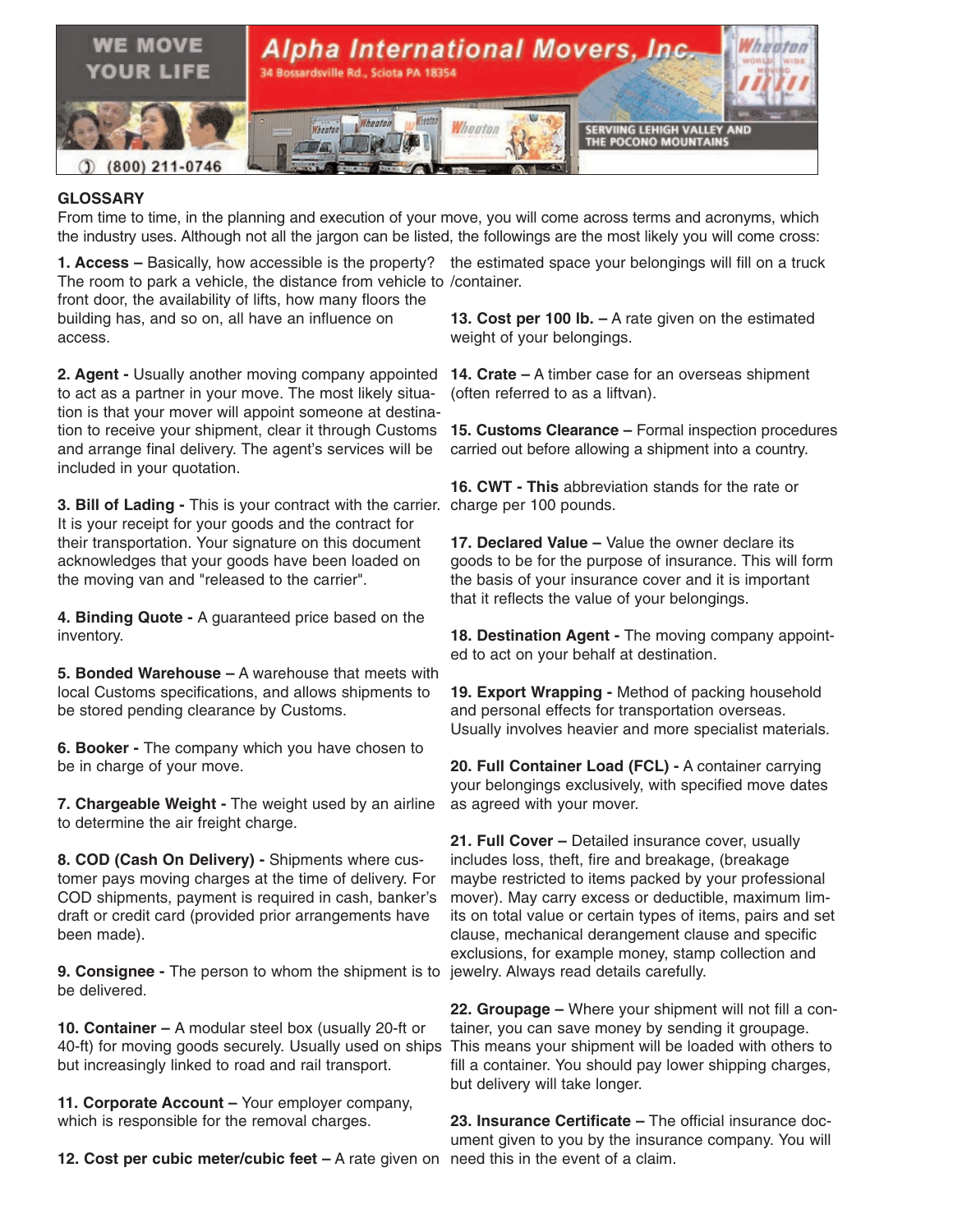WE MOVE YOUR LIFE

# Alpha International Movers, Inc.

34 Bossardsville Rd., Sciota PA 18354

(800) 211-0746

SERVIING LEHIGH VALLEY AND THE POCONO MOUNTAINS

## GLOSSARY

From time to time, in the planning and execution of your move, you will come across terms and acronyms, which the industry uses. Although not all the jargon can be listed, the followings are the most likely you will come cross:

**1. Access –** Basically, how accessible is the property? The room to park a vehicle, the distance from vehicle to front door, the availability of lifts, how many floors the building has, and so on, all have an influence on access.

**2. Agent -** Usually another moving company appointed to act as a partner in your move. The most likely situation is that your mover will appoint someone at destination to receive your shipment, clear it through Customs and arrange final delivery. The agent's services will be included in your quotation.

**3. Bill of Lading -** This is your contract with the carrier. It is your receipt for your goods and the contract for their transportation. Your signature on this document acknowledges that your goods have been loaded on the moving van and "released to the carrier".

**4. Binding Quote -** A guaranteed price based on the inventory.

**5. Bonded Warehouse –** A warehouse that meets with local Customs specifications, and allows shipments to be stored pending clearance by Customs.

**6. Booker -** The company which you have chosen to be in charge of your move.

**7. Chargeable Weight -** The weight used by an airline to determine the air freight charge.

**8. COD (Cash On Delivery) -** Shipments where customer pays moving charges at the time of delivery. For COD shipments, payment is required in cash, banker's draft or credit card (provided prior arrangements have been made).

**9. Consignee -** The person to whom the shipment is to be delivered.

**10. Container –** A modular steel box (usually 20-ft or 40-ft) for moving goods securely. Usually used on ships but increasingly linked to road and rail transport.

**11. Corporate Account –** Your employer company, which is responsible for the removal charges.

**12. Cost per cubic meter/cubic feet –** A rate given on the estimated space your belongings will fill on a truck /container.

**13. Cost per 100 lb. –** A rate given on the estimated weight of your belongings.

**14. Crate –** A timber case for an overseas shipment (often referred to as a liftvan).

**15. Customs Clearance –** Formal inspection procedures carried out before allowing a shipment into a country.

**16. CWT - This** abbreviation stands for the rate or charge per 100 pounds.

**17. Declared Value –** Value the owner declare its goods to be for the purpose of insurance. This will form the basis of your insurance cover and it is important that it reflects the value of your belongings.

**18. Destination Agent -** The moving company appointed to act on your behalf at destination.

**19. Export Wrapping -** Method of packing household and personal effects for transportation overseas. Usually involves heavier and more specialist materials.

**20. Full Container Load (FCL) -** A container carrying your belongings exclusively, with specified move dates as agreed with your mover.

**21. Full Cover –** Detailed insurance cover, usually includes loss, theft, fire and breakage, (breakage maybe restricted to items packed by your professional mover). May carry excess or deductible, maximum limits on total value or certain types of items, pairs and set clause, mechanical derangement clause and specific exclusions, for example money, stamp collection and jewelry. Always read details carefully.

**22. Groupage –** Where your shipment will not fill a container, you can save money by sending it groupage. This means your shipment will be loaded with others to fill a container. You should pay lower shipping charges, but delivery will take longer.

**23. Insurance Certificate –** The official insurance document given to you by the insurance company. You will need this in the event of a claim.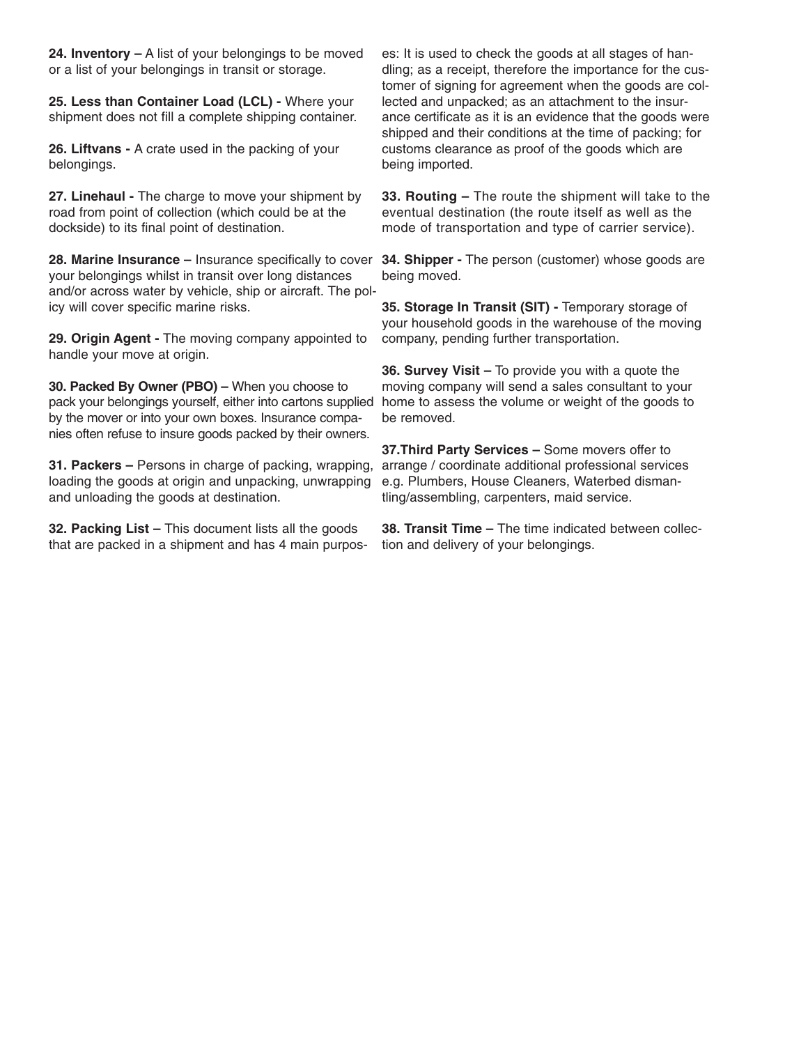**24. Inventory –** A list of your belongings to be moved or a list of your belongings in transit or storage.

**25. Less than Container Load (LCL) -** Where your shipment does not fill a complete shipping container.

**26. Liftvans -** A crate used in the packing of your belongings.

**27. Linehaul -** The charge to move your shipment by road from point of collection (which could be at the dockside) to its final point of destination.

**28. Marine Insurance –** Insurance specifically to cover your belongings whilst in transit over long distances and/or across water by vehicle, ship or aircraft. The policy will cover specific marine risks.

**29. Origin Agent -** The moving company appointed to handle your move at origin.

**30. Packed By Owner (PBO) –** When you choose to pack your belongings yourself, either into cartons supplied by the mover or into your own boxes. Insurance companies often refuse to insure goods packed by their owners.

**31. Packers –** Persons in charge of packing, wrapping, loading the goods at origin and unpacking, unwrapping and unloading the goods at destination.

**32. Packing List –** This document lists all the goods that are packed in a shipment and has 4 main purposes: It is used to check the goods at all stages of handling; as a receipt, therefore the importance for the customer of signing for agreement when the goods are collected and unpacked; as an attachment to the insurance certificate as it is an evidence that the goods were shipped and their conditions at the time of packing; for customs clearance as proof of the goods which are being imported.

**33. Routing –** The route the shipment will take to the eventual destination (the route itself as well as the mode of transportation and type of carrier service).

**34. Shipper -** The person (customer) whose goods are being moved.

**35. Storage In Transit (SIT) -** Temporary storage of your household goods in the warehouse of the moving company, pending further transportation.

**36. Survey Visit –** To provide you with a quote the moving company will send a sales consultant to your home to assess the volume or weight of the goods to be removed.

**37.Third Party Services –** Some movers offer to arrange / coordinate additional professional services e.g. Plumbers, House Cleaners, Waterbed dismantling/assembling, carpenters, maid service.

**38. Transit Time –** The time indicated between collection and delivery of your belongings.